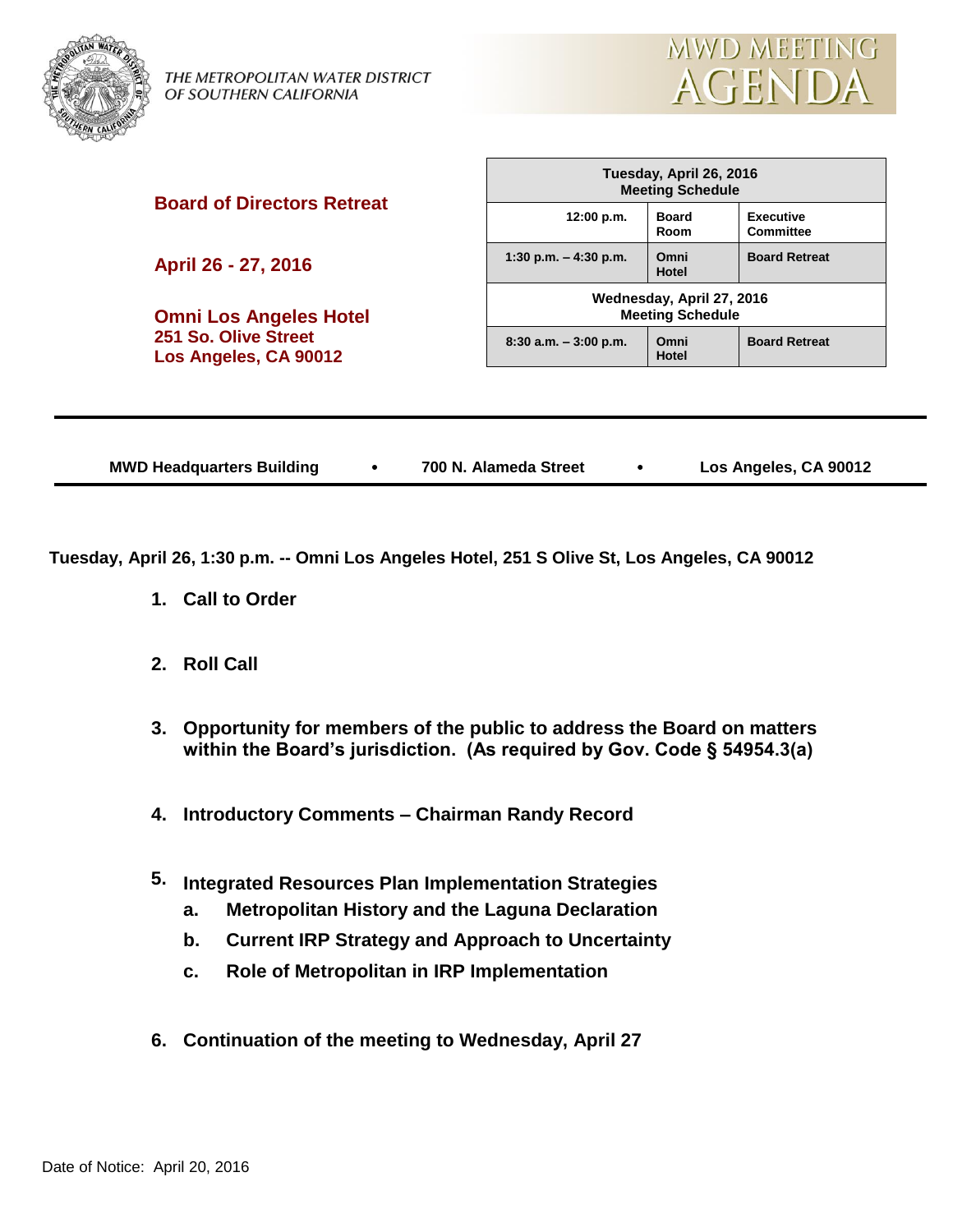THE METROPOLITAN WATER DISTRICT OF SOUTHERN CALIFORNIA

# MWD MEETING AGENDA

**Board of Directors Retreat**

**April 26 - 27, 2016**

**Omni Los Angeles Hotel**
**251 So. Olive Street**
**Los Angeles, CA 90012**

| Tuesday, April 26, 2016 Meeting Schedule | | |
|---|---|---|
| 12:00 p.m. | Board Room | Executive Committee |
| 1:30 p.m. – 4:30 p.m. | Omni Hotel | Board Retreat |
| **Wednesday, April 27, 2016 Meeting Schedule** | | |
| 8:30 a.m. – 3:00 p.m. | Omni Hotel | Board Retreat |

**MWD Headquarters Building • 700 N. Alameda Street • Los Angeles, CA 90012**

**Tuesday, April 26, 1:30 p.m. -- Omni Los Angeles Hotel, 251 S Olive St, Los Angeles, CA 90012**

1. **Call to Order**

2. **Roll Call**

3. **Opportunity for members of the public to address the Board on matters within the Board's jurisdiction. (As required by Gov. Code § 54954.3(a)**

4. **Introductory Comments – Chairman Randy Record**

5. **Integrated Resources Plan Implementation Strategies**
   a. **Metropolitan History and the Laguna Declaration**
   b. **Current IRP Strategy and Approach to Uncertainty**
   c. **Role of Metropolitan in IRP Implementation**

6. **Continuation of the meeting to Wednesday, April 27**

Date of Notice: April 20, 2016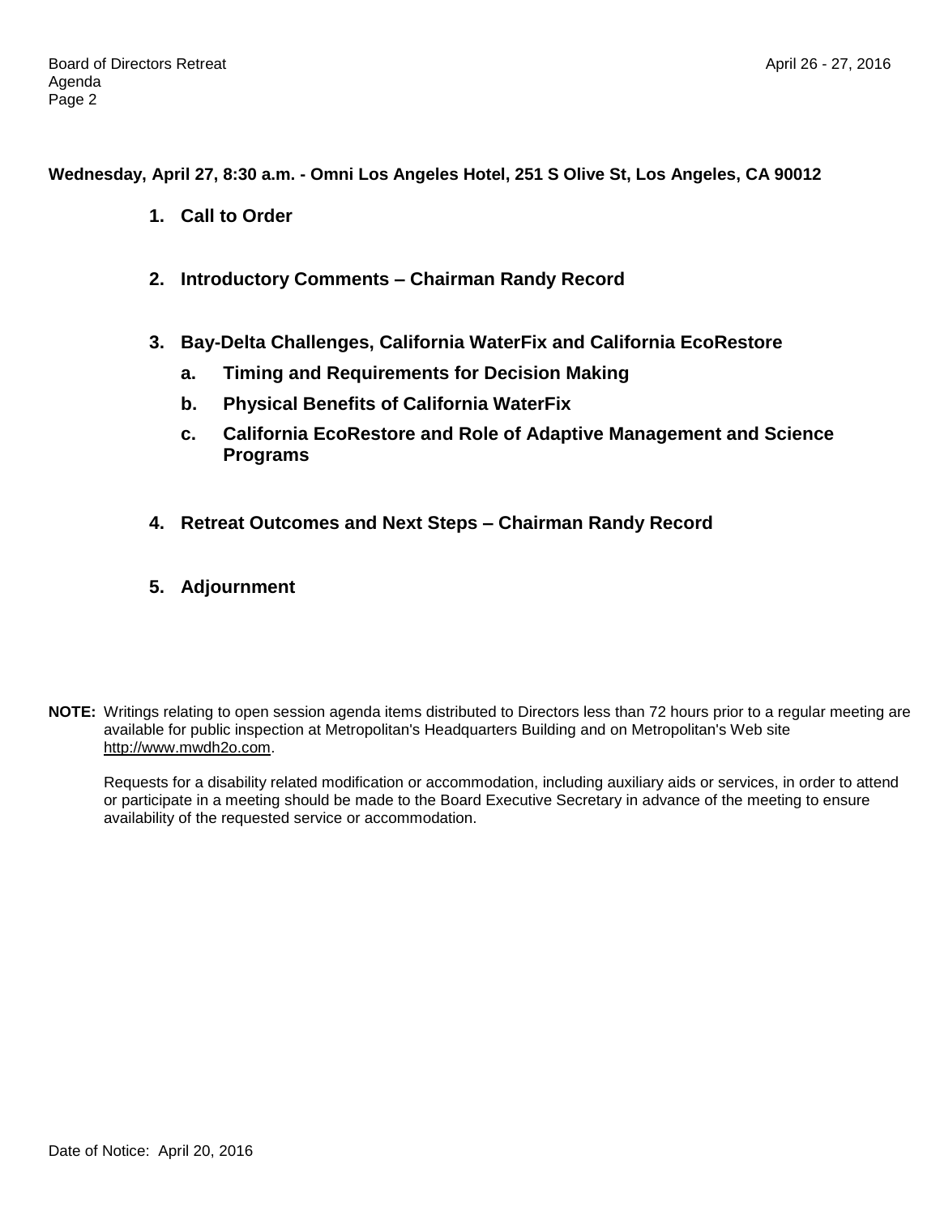**Wednesday, April 27, 8:30 a.m. - Omni Los Angeles Hotel, 251 S Olive St, Los Angeles, CA 90012**

1. **Call to Order**

2. **Introductory Comments – Chairman Randy Record**

3. **Bay-Delta Challenges, California WaterFix and California EcoRestore**
   a. **Timing and Requirements for Decision Making**
   b. **Physical Benefits of California WaterFix**
   c. **California EcoRestore and Role of Adaptive Management and Science Programs**

4. **Retreat Outcomes and Next Steps – Chairman Randy Record**

5. **Adjournment**

**NOTE:** Writings relating to open session agenda items distributed to Directors less than 72 hours prior to a regular meeting are available for public inspection at Metropolitan's Headquarters Building and on Metropolitan's Web site http://www.mwdh2o.com.

Requests for a disability related modification or accommodation, including auxiliary aids or services, in order to attend or participate in a meeting should be made to the Board Executive Secretary in advance of the meeting to ensure availability of the requested service or accommodation.

Date of Notice: April 20, 2016